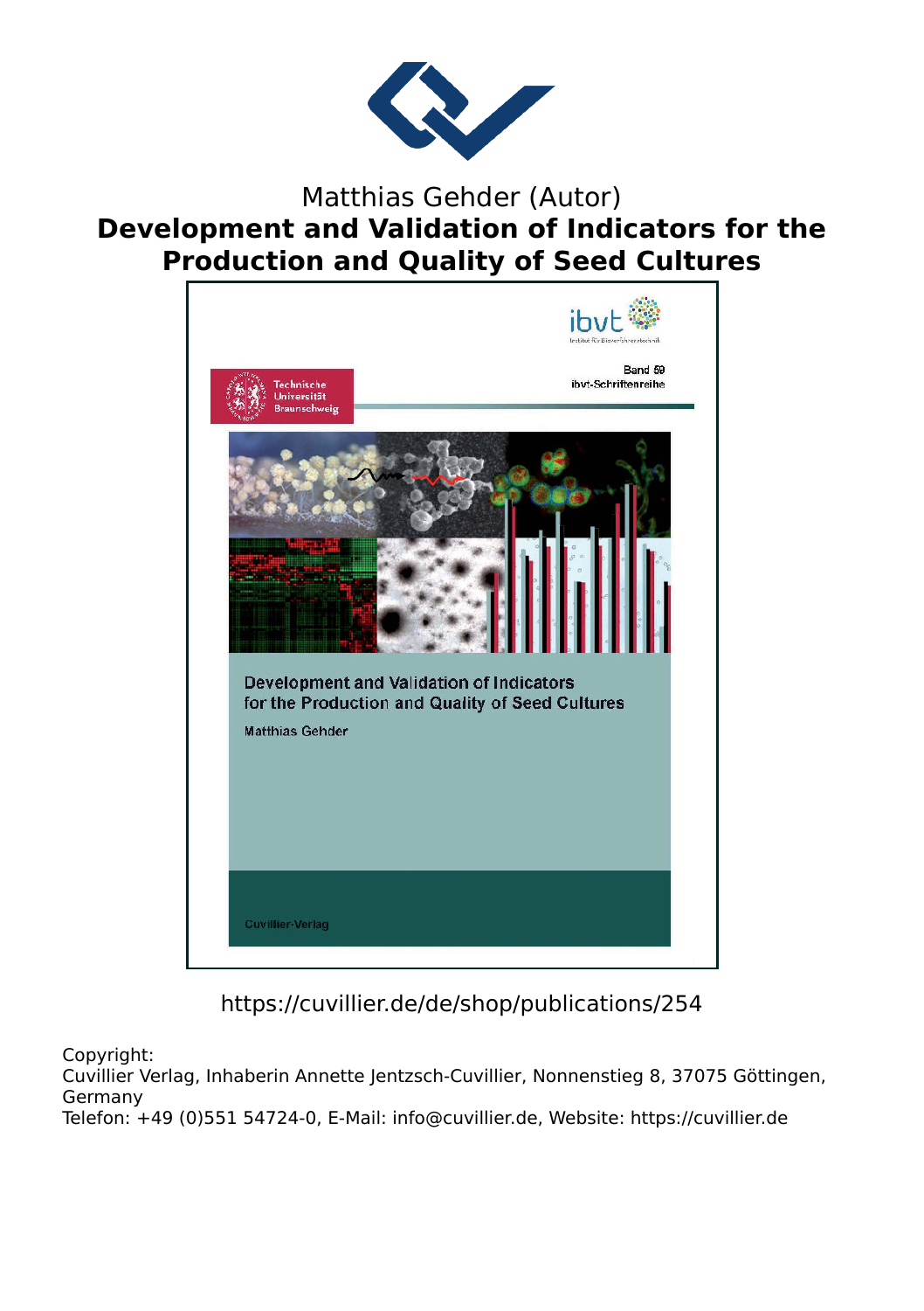Matthias Gehder (Autor)

# Development and Validation of Indicators for the Production and Quality of Seed Cultures

ibvt

Band 59
ibvt-Schriftenreihe

Technische Universität Braunschweig

Development and Validation of Indicators for the Production and Quality of Seed Cultures

Matthias Gehder

Cuvillier-Verlag

https://cuvillier.de/de/shop/publications/254

Copyright:
Cuvillier Verlag, Inhaberin Annette Jentzsch-Cuvillier, Nonnenstieg 8, 37075 Göttingen, Germany
Telefon: +49 (0)551 54724-0, E-Mail: info@cuvillier.de, Website: https://cuvillier.de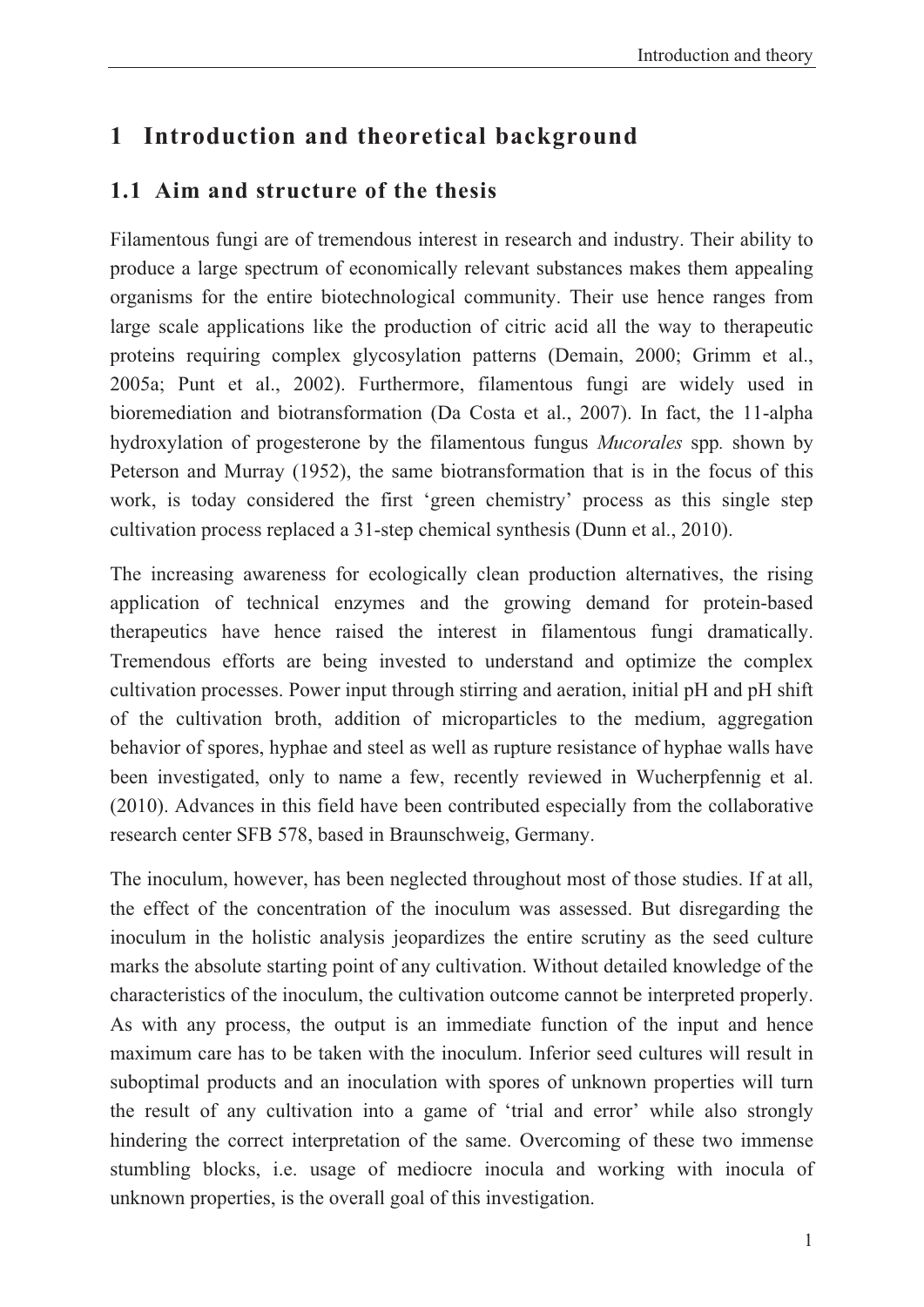# 1 Introduction and theoretical background

## 1.1 Aim and structure of the thesis

Filamentous fungi are of tremendous interest in research and industry. Their ability to produce a large spectrum of economically relevant substances makes them appealing organisms for the entire biotechnological community. Their use hence ranges from large scale applications like the production of citric acid all the way to therapeutic proteins requiring complex glycosylation patterns (Demain, 2000; Grimm et al., 2005a; Punt et al., 2002). Furthermore, filamentous fungi are widely used in bioremediation and biotransformation (Da Costa et al., 2007). In fact, the 11-alpha hydroxylation of progesterone by the filamentous fungus *Mucorales* spp. shown by Peterson and Murray (1952), the same biotransformation that is in the focus of this work, is today considered the first 'green chemistry' process as this single step cultivation process replaced a 31-step chemical synthesis (Dunn et al., 2010).

The increasing awareness for ecologically clean production alternatives, the rising application of technical enzymes and the growing demand for protein-based therapeutics have hence raised the interest in filamentous fungi dramatically. Tremendous efforts are being invested to understand and optimize the complex cultivation processes. Power input through stirring and aeration, initial pH and pH shift of the cultivation broth, addition of microparticles to the medium, aggregation behavior of spores, hyphae and steel as well as rupture resistance of hyphae walls have been investigated, only to name a few, recently reviewed in Wucherpfennig et al. (2010). Advances in this field have been contributed especially from the collaborative research center SFB 578, based in Braunschweig, Germany.

The inoculum, however, has been neglected throughout most of those studies. If at all, the effect of the concentration of the inoculum was assessed. But disregarding the inoculum in the holistic analysis jeopardizes the entire scrutiny as the seed culture marks the absolute starting point of any cultivation. Without detailed knowledge of the characteristics of the inoculum, the cultivation outcome cannot be interpreted properly. As with any process, the output is an immediate function of the input and hence maximum care has to be taken with the inoculum. Inferior seed cultures will result in suboptimal products and an inoculation with spores of unknown properties will turn the result of any cultivation into a game of 'trial and error' while also strongly hindering the correct interpretation of the same. Overcoming of these two immense stumbling blocks, i.e. usage of mediocre inocula and working with inocula of unknown properties, is the overall goal of this investigation.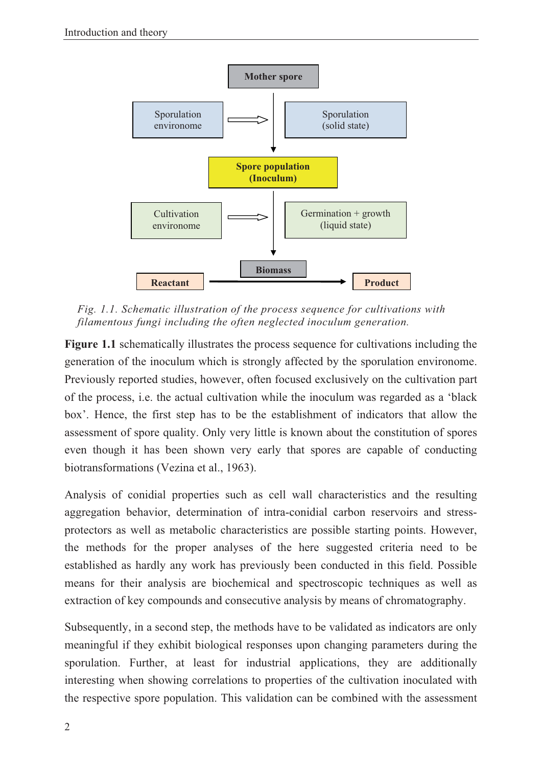Fig. 1.1. *Schematic illustration of the process sequence for cultivations with filamentous fungi including the often neglected inoculum generation.*

**Figure 1.1** schematically illustrates the process sequence for cultivations including the generation of the inoculum which is strongly affected by the sporulation environome. Previously reported studies, however, often focused exclusively on the cultivation part of the process, i.e. the actual cultivation while the inoculum was regarded as a 'black box'. Hence, the first step has to be the establishment of indicators that allow the assessment of spore quality. Only very little is known about the constitution of spores even though it has been shown very early that spores are capable of conducting biotransformations (Vezina et al., 1963).

Analysis of conidial properties such as cell wall characteristics and the resulting aggregation behavior, determination of intra-conidial carbon reservoirs and stress-protectors as well as metabolic characteristics are possible starting points. However, the methods for the proper analyses of the here suggested criteria need to be established as hardly any work has previously been conducted in this field. Possible means for their analysis are biochemical and spectroscopic techniques as well as extraction of key compounds and consecutive analysis by means of chromatography.

Subsequently, in a second step, the methods have to be validated as indicators are only meaningful if they exhibit biological responses upon changing parameters during the sporulation. Further, at least for industrial applications, they are additionally interesting when showing correlations to properties of the cultivation inoculated with the respective spore population. This validation can be combined with the assessment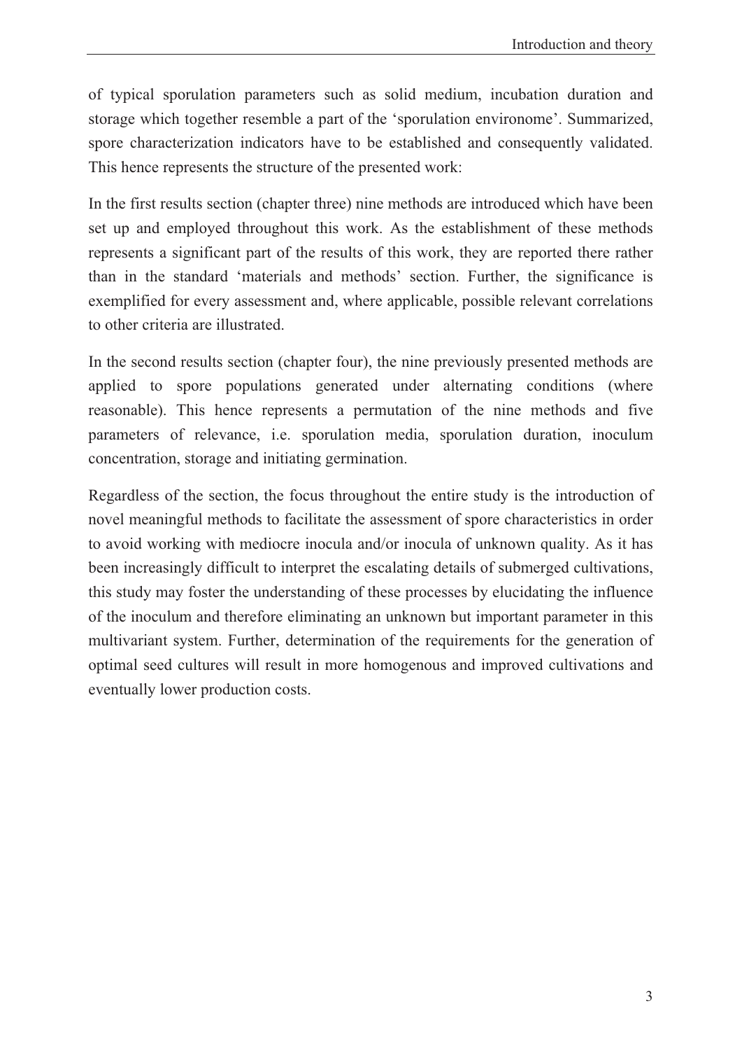of typical sporulation parameters such as solid medium, incubation duration and storage which together resemble a part of the 'sporulation environome'. Summarized, spore characterization indicators have to be established and consequently validated. This hence represents the structure of the presented work:

In the first results section (chapter three) nine methods are introduced which have been set up and employed throughout this work. As the establishment of these methods represents a significant part of the results of this work, they are reported there rather than in the standard 'materials and methods' section. Further, the significance is exemplified for every assessment and, where applicable, possible relevant correlations to other criteria are illustrated.

In the second results section (chapter four), the nine previously presented methods are applied to spore populations generated under alternating conditions (where reasonable). This hence represents a permutation of the nine methods and five parameters of relevance, i.e. sporulation media, sporulation duration, inoculum concentration, storage and initiating germination.

Regardless of the section, the focus throughout the entire study is the introduction of novel meaningful methods to facilitate the assessment of spore characteristics in order to avoid working with mediocre inocula and/or inocula of unknown quality. As it has been increasingly difficult to interpret the escalating details of submerged cultivations, this study may foster the understanding of these processes by elucidating the influence of the inoculum and therefore eliminating an unknown but important parameter in this multivariant system. Further, determination of the requirements for the generation of optimal seed cultures will result in more homogenous and improved cultivations and eventually lower production costs.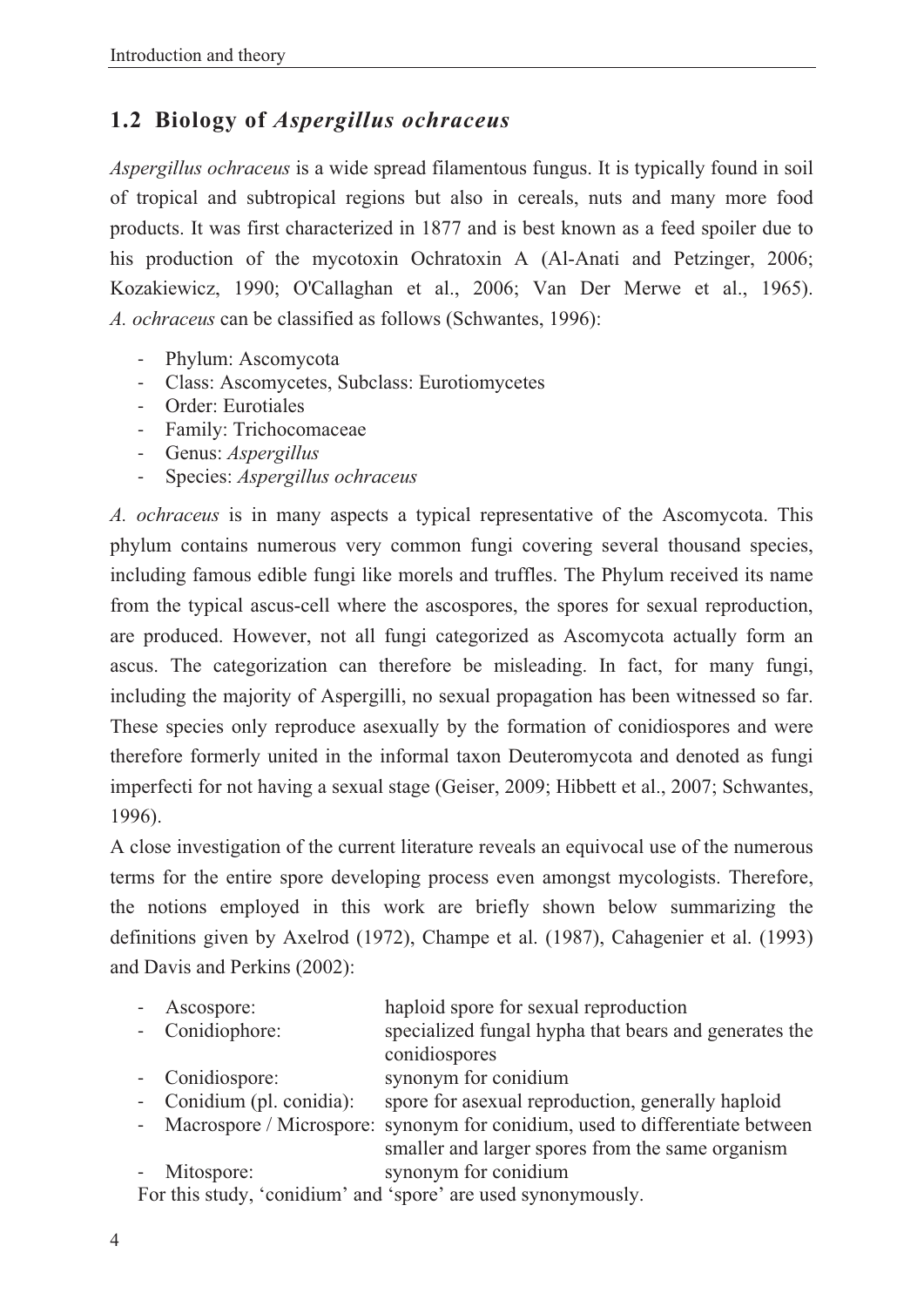## 1.2 Biology of *Aspergillus ochraceus*

*Aspergillus ochraceus* is a wide spread filamentous fungus. It is typically found in soil of tropical and subtropical regions but also in cereals, nuts and many more food products. It was first characterized in 1877 and is best known as a feed spoiler due to his production of the mycotoxin Ochratoxin A (Al-Anati and Petzinger, 2006; Kozakiewicz, 1990; O'Callaghan et al., 2006; Van Der Merwe et al., 1965). *A. ochraceus* can be classified as follows (Schwantes, 1996):

- Phylum: Ascomycota
- Class: Ascomycetes, Subclass: Eurotiomycetes
- Order: Eurotiales
- Family: Trichocomaceae
- Genus: *Aspergillus*
- Species: *Aspergillus ochraceus*

*A. ochraceus* is in many aspects a typical representative of the Ascomycota. This phylum contains numerous very common fungi covering several thousand species, including famous edible fungi like morels and truffles. The Phylum received its name from the typical ascus-cell where the ascospores, the spores for sexual reproduction, are produced. However, not all fungi categorized as Ascomycota actually form an ascus. The categorization can therefore be misleading. In fact, for many fungi, including the majority of Aspergilli, no sexual propagation has been witnessed so far. These species only reproduce asexually by the formation of conidiospores and were therefore formerly united in the informal taxon Deuteromycota and denoted as fungi imperfecti for not having a sexual stage (Geiser, 2009; Hibbett et al., 2007; Schwantes, 1996).

A close investigation of the current literature reveals an equivocal use of the numerous terms for the entire spore developing process even amongst mycologists. Therefore, the notions employed in this work are briefly shown below summarizing the definitions given by Axelrod (1972), Champe et al. (1987), Cahagenier et al. (1993) and Davis and Perkins (2002):

- Ascospore: haploid spore for sexual reproduction
- Conidiophore: specialized fungal hypha that bears and generates the conidiospores
- Conidiospore: synonym for conidium
- Conidium (pl. conidia): spore for asexual reproduction, generally haploid
- Macrospore / Microspore: synonym for conidium, used to differentiate between smaller and larger spores from the same organism
- Mitospore: synonym for conidium

For this study, 'conidium' and 'spore' are used synonymously.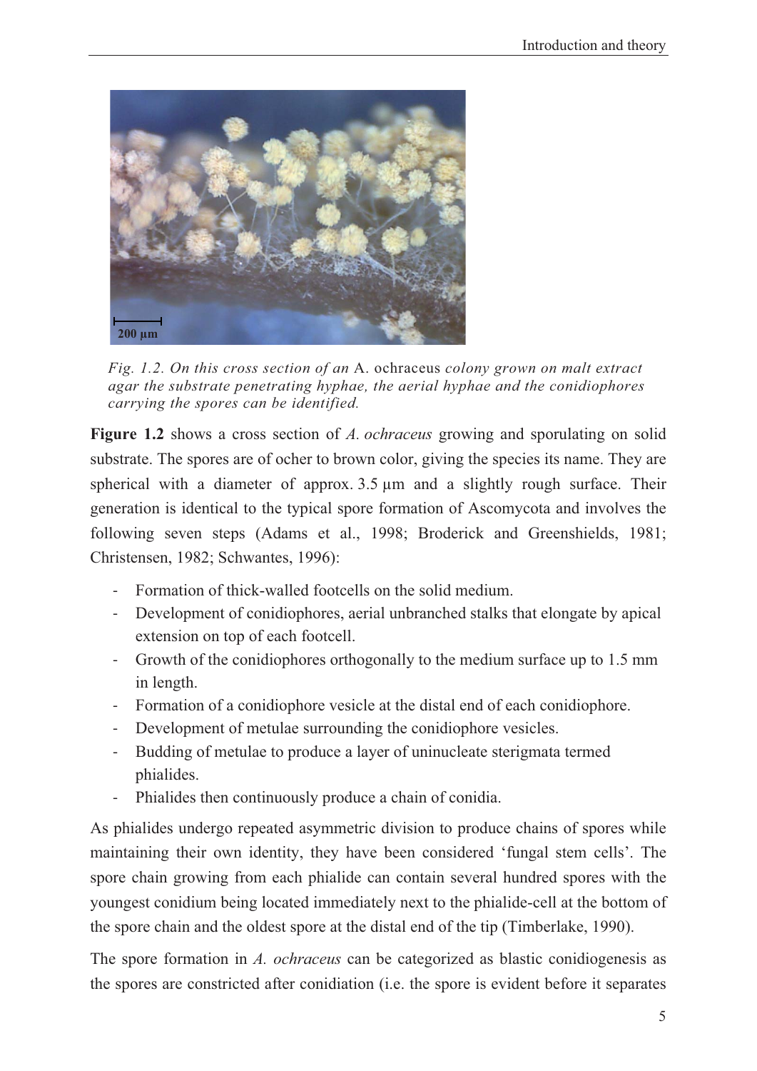*Fig. 1.2. On this cross section of an* A. ochraceus *colony grown on malt extract agar the substrate penetrating hyphae, the aerial hyphae and the conidiophores carrying the spores can be identified.*

**Figure 1.2** shows a cross section of *A. ochraceus* growing and sporulating on solid substrate. The spores are of ocher to brown color, giving the species its name. They are spherical with a diameter of approx. 3.5 µm and a slightly rough surface. Their generation is identical to the typical spore formation of Ascomycota and involves the following seven steps (Adams et al., 1998; Broderick and Greenshields, 1981; Christensen, 1982; Schwantes, 1996):

- Formation of thick-walled footcells on the solid medium.
- Development of conidiophores, aerial unbranched stalks that elongate by apical extension on top of each footcell.
- Growth of the conidiophores orthogonally to the medium surface up to 1.5 mm in length.
- Formation of a conidiophore vesicle at the distal end of each conidiophore.
- Development of metulae surrounding the conidiophore vesicles.
- Budding of metulae to produce a layer of uninucleate sterigmata termed phialides.
- Phialides then continuously produce a chain of conidia.

As phialides undergo repeated asymmetric division to produce chains of spores while maintaining their own identity, they have been considered 'fungal stem cells'. The spore chain growing from each phialide can contain several hundred spores with the youngest conidium being located immediately next to the phialide-cell at the bottom of the spore chain and the oldest spore at the distal end of the tip (Timberlake, 1990).

The spore formation in *A. ochraceus* can be categorized as blastic conidiogenesis as the spores are constricted after conidiation (i.e. the spore is evident before it separates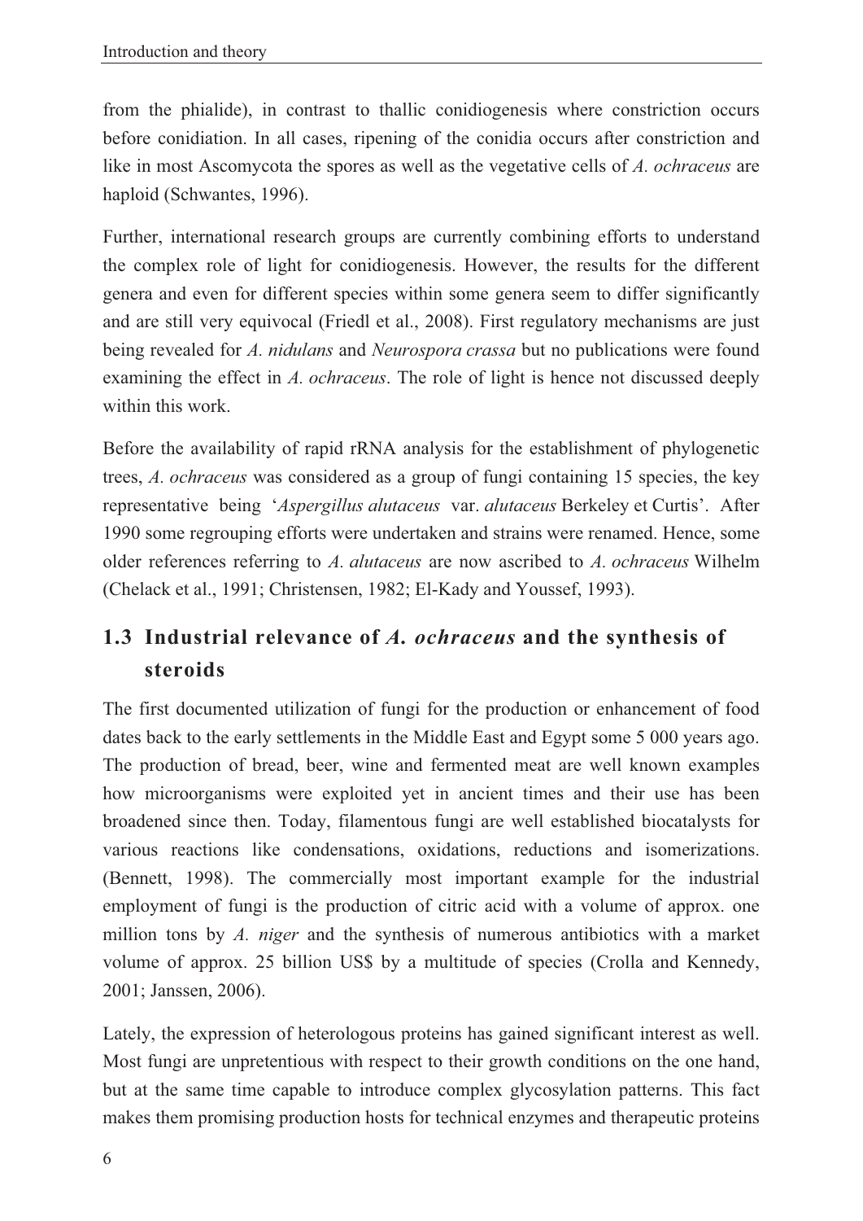from the phialide), in contrast to thallic conidiogenesis where constriction occurs before conidiation. In all cases, ripening of the conidia occurs after constriction and like in most Ascomycota the spores as well as the vegetative cells of *A. ochraceus* are haploid (Schwantes, 1996).

Further, international research groups are currently combining efforts to understand the complex role of light for conidiogenesis. However, the results for the different genera and even for different species within some genera seem to differ significantly and are still very equivocal (Friedl et al., 2008). First regulatory mechanisms are just being revealed for *A. nidulans* and *Neurospora crassa* but no publications were found examining the effect in *A. ochraceus*. The role of light is hence not discussed deeply within this work.

Before the availability of rapid rRNA analysis for the establishment of phylogenetic trees, *A. ochraceus* was considered as a group of fungi containing 15 species, the key representative being '*Aspergillus alutaceus* var. *alutaceus* Berkeley et Curtis'. After 1990 some regrouping efforts were undertaken and strains were renamed. Hence, some older references referring to *A. alutaceus* are now ascribed to *A. ochraceus* Wilhelm (Chelack et al., 1991; Christensen, 1982; El-Kady and Youssef, 1993).

## 1.3 Industrial relevance of *A. ochraceus* and the synthesis of steroids

The first documented utilization of fungi for the production or enhancement of food dates back to the early settlements in the Middle East and Egypt some 5 000 years ago. The production of bread, beer, wine and fermented meat are well known examples how microorganisms were exploited yet in ancient times and their use has been broadened since then. Today, filamentous fungi are well established biocatalysts for various reactions like condensations, oxidations, reductions and isomerizations. (Bennett, 1998). The commercially most important example for the industrial employment of fungi is the production of citric acid with a volume of approx. one million tons by *A. niger* and the synthesis of numerous antibiotics with a market volume of approx. 25 billion US$ by a multitude of species (Crolla and Kennedy, 2001; Janssen, 2006).

Lately, the expression of heterologous proteins has gained significant interest as well. Most fungi are unpretentious with respect to their growth conditions on the one hand, but at the same time capable to introduce complex glycosylation patterns. This fact makes them promising production hosts for technical enzymes and therapeutic proteins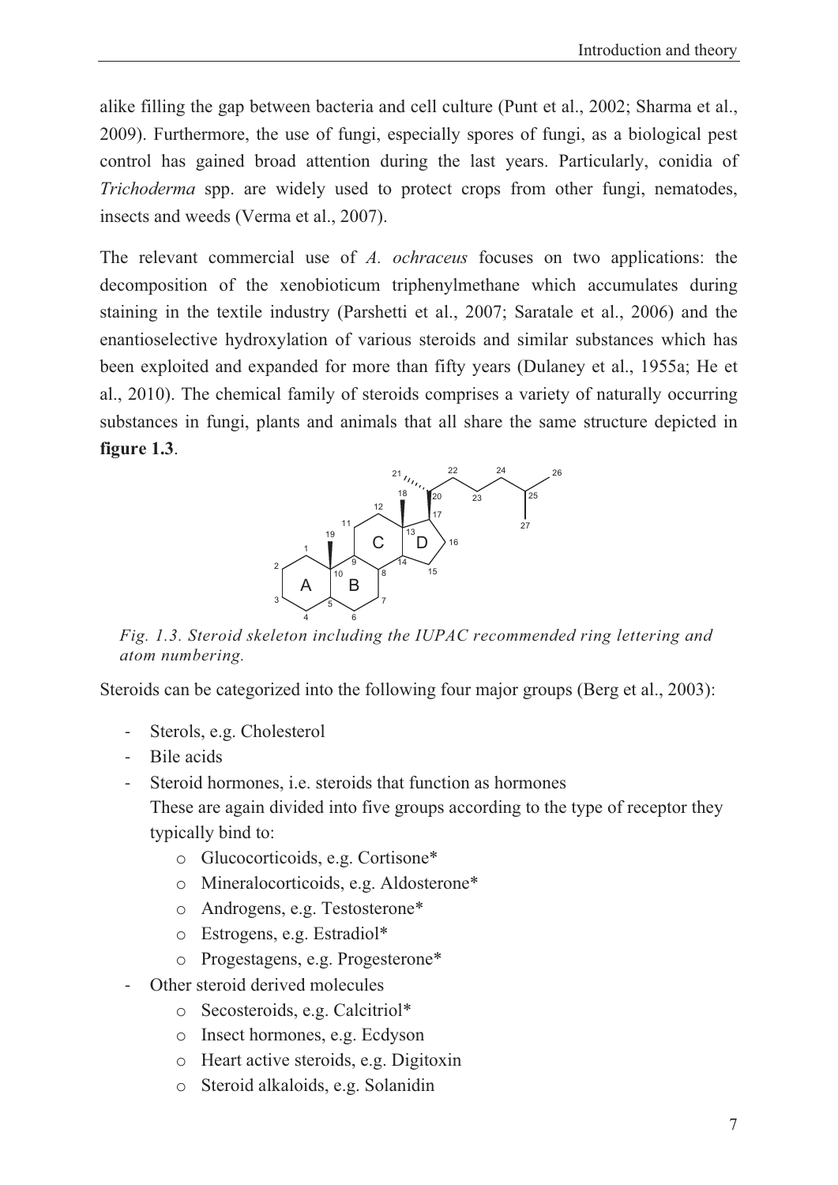alike filling the gap between bacteria and cell culture (Punt et al., 2002; Sharma et al., 2009). Furthermore, the use of fungi, especially spores of fungi, as a biological pest control has gained broad attention during the last years. Particularly, conidia of *Trichoderma* spp. are widely used to protect crops from other fungi, nematodes, insects and weeds (Verma et al., 2007).

The relevant commercial use of *A. ochraceus* focuses on two applications: the decomposition of the xenobioticum triphenylmethane which accumulates during staining in the textile industry (Parshetti et al., 2007; Saratale et al., 2006) and the enantioselective hydroxylation of various steroids and similar substances which has been exploited and expanded for more than fifty years (Dulaney et al., 1955a; He et al., 2010). The chemical family of steroids comprises a variety of naturally occurring substances in fungi, plants and animals that all share the same structure depicted in **figure 1.3**.

*Fig. 1.3. Steroid skeleton including the IUPAC recommended ring lettering and atom numbering.*

Steroids can be categorized into the following four major groups (Berg et al., 2003):

- Sterols, e.g. Cholesterol
- Bile acids
- Steroid hormones, i.e. steroids that function as hormones
  These are again divided into five groups according to the type of receptor they typically bind to:
  - Glucocorticoids, e.g. Cortisone*
  - Mineralocorticoids, e.g. Aldosterone*
  - Androgens, e.g. Testosterone*
  - Estrogens, e.g. Estradiol*
  - Progestagens, e.g. Progesterone*
- Other steroid derived molecules
  - Secosteroids, e.g. Calcitriol*
  - Insect hormones, e.g. Ecdyson
  - Heart active steroids, e.g. Digitoxin
  - Steroid alkaloids, e.g. Solanidin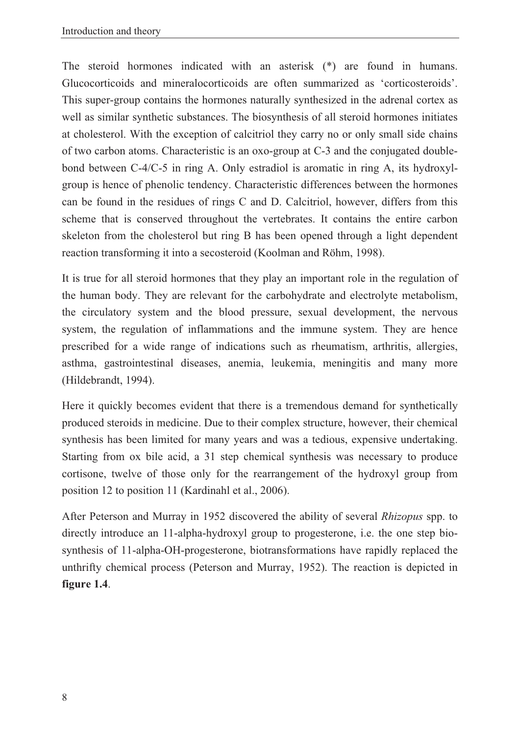The steroid hormones indicated with an asterisk (*) are found in humans. Glucocorticoids and mineralocorticoids are often summarized as 'corticosteroids'. This super-group contains the hormones naturally synthesized in the adrenal cortex as well as similar synthetic substances. The biosynthesis of all steroid hormones initiates at cholesterol. With the exception of calcitriol they carry no or only small side chains of two carbon atoms. Characteristic is an oxo-group at C-3 and the conjugated double-bond between C-4/C-5 in ring A. Only estradiol is aromatic in ring A, its hydroxyl-group is hence of phenolic tendency. Characteristic differences between the hormones can be found in the residues of rings C and D. Calcitriol, however, differs from this scheme that is conserved throughout the vertebrates. It contains the entire carbon skeleton from the cholesterol but ring B has been opened through a light dependent reaction transforming it into a secosteroid (Koolman and Röhm, 1998).

It is true for all steroid hormones that they play an important role in the regulation of the human body. They are relevant for the carbohydrate and electrolyte metabolism, the circulatory system and the blood pressure, sexual development, the nervous system, the regulation of inflammations and the immune system. They are hence prescribed for a wide range of indications such as rheumatism, arthritis, allergies, asthma, gastrointestinal diseases, anemia, leukemia, meningitis and many more (Hildebrandt, 1994).

Here it quickly becomes evident that there is a tremendous demand for synthetically produced steroids in medicine. Due to their complex structure, however, their chemical synthesis has been limited for many years and was a tedious, expensive undertaking. Starting from ox bile acid, a 31 step chemical synthesis was necessary to produce cortisone, twelve of those only for the rearrangement of the hydroxyl group from position 12 to position 11 (Kardinahl et al., 2006).

After Peterson and Murray in 1952 discovered the ability of several *Rhizopus* spp. to directly introduce an 11-alpha-hydroxyl group to progesterone, i.e. the one step bio-synthesis of 11-alpha-OH-progesterone, biotransformations have rapidly replaced the unthrifty chemical process (Peterson and Murray, 1952). The reaction is depicted in **figure 1.4**.